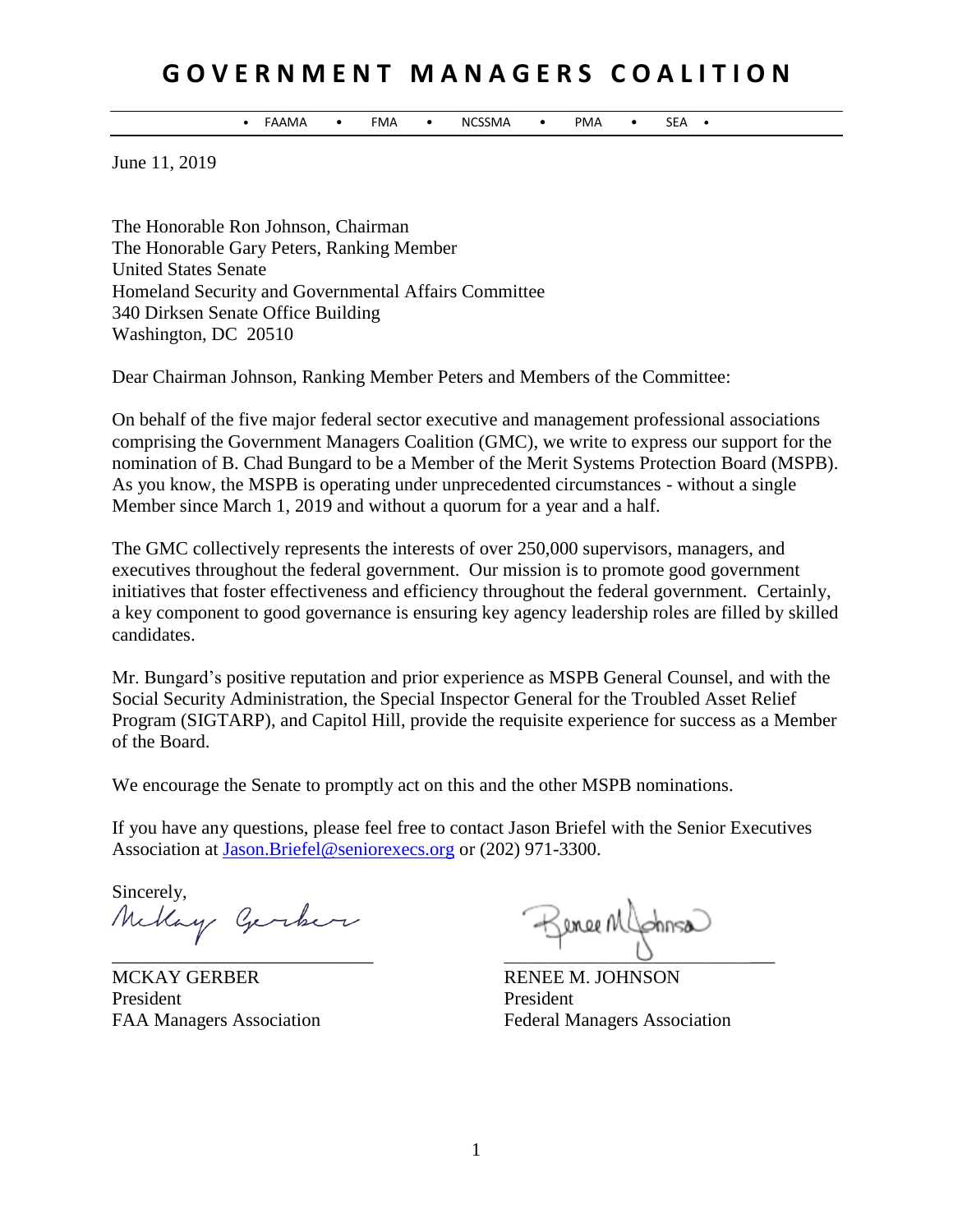# GOVERNMENT MANAGERS COALITION

• FAAMA • FMA • NCSSMA • PMA • SEA •

June 11, 2019

The Honorable Ron Johnson, Chairman
The Honorable Gary Peters, Ranking Member
United States Senate
Homeland Security and Governmental Affairs Committee
340 Dirksen Senate Office Building
Washington, DC 20510

Dear Chairman Johnson, Ranking Member Peters and Members of the Committee:

On behalf of the five major federal sector executive and management professional associations comprising the Government Managers Coalition (GMC), we write to express our support for the nomination of B. Chad Bungard to be a Member of the Merit Systems Protection Board (MSPB). As you know, the MSPB is operating under unprecedented circumstances - without a single Member since March 1, 2019 and without a quorum for a year and a half.

The GMC collectively represents the interests of over 250,000 supervisors, managers, and executives throughout the federal government. Our mission is to promote good government initiatives that foster effectiveness and efficiency throughout the federal government. Certainly, a key component to good governance is ensuring key agency leadership roles are filled by skilled candidates.

Mr. Bungard's positive reputation and prior experience as MSPB General Counsel, and with the Social Security Administration, the Special Inspector General for the Troubled Asset Relief Program (SIGTARP), and Capitol Hill, provide the requisite experience for success as a Member of the Board.

We encourage the Senate to promptly act on this and the other MSPB nominations.

If you have any questions, please feel free to contact Jason Briefel with the Senior Executives Association at Jason.Briefel@seniorexecs.org or (202) 971-3300.

Sincerely,

MCKAY GERBER
President
FAA Managers Association

RENEE M. JOHNSON
President
Federal Managers Association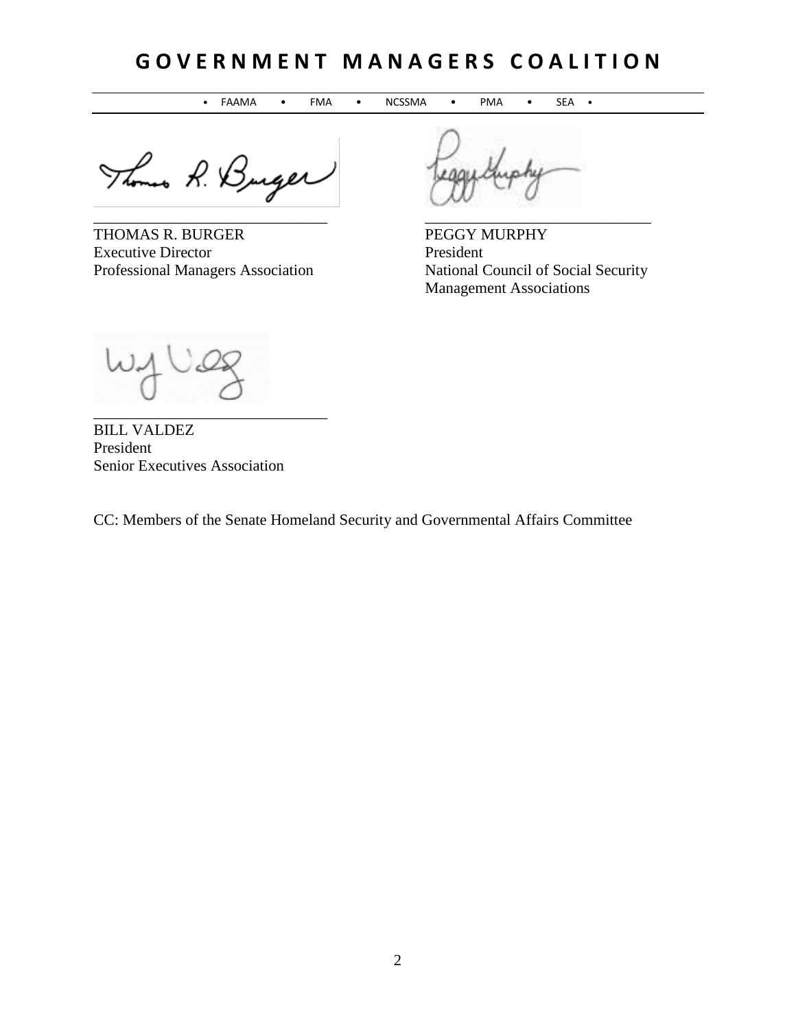# GOVERNMENT MANAGERS COALITION

• FAAMA • FMA • NCSSMA • PMA • SEA •

\_\_\_\_\_\_\_\_\_\_\_\_\_\_\_\_\_\_\_\_\_\_\_\_\_\_\_\_\_\_
THOMAS R. BURGER
Executive Director
Professional Managers Association

\_\_\_\_\_\_\_\_\_\_\_\_\_\_\_\_\_\_\_\_\_\_\_\_\_\_\_\_\_\_
PEGGY MURPHY
President
National Council of Social Security Management Associations

\_\_\_\_\_\_\_\_\_\_\_\_\_\_\_\_\_\_\_\_\_\_\_\_\_\_\_\_\_\_
BILL VALDEZ
President
Senior Executives Association

CC: Members of the Senate Homeland Security and Governmental Affairs Committee